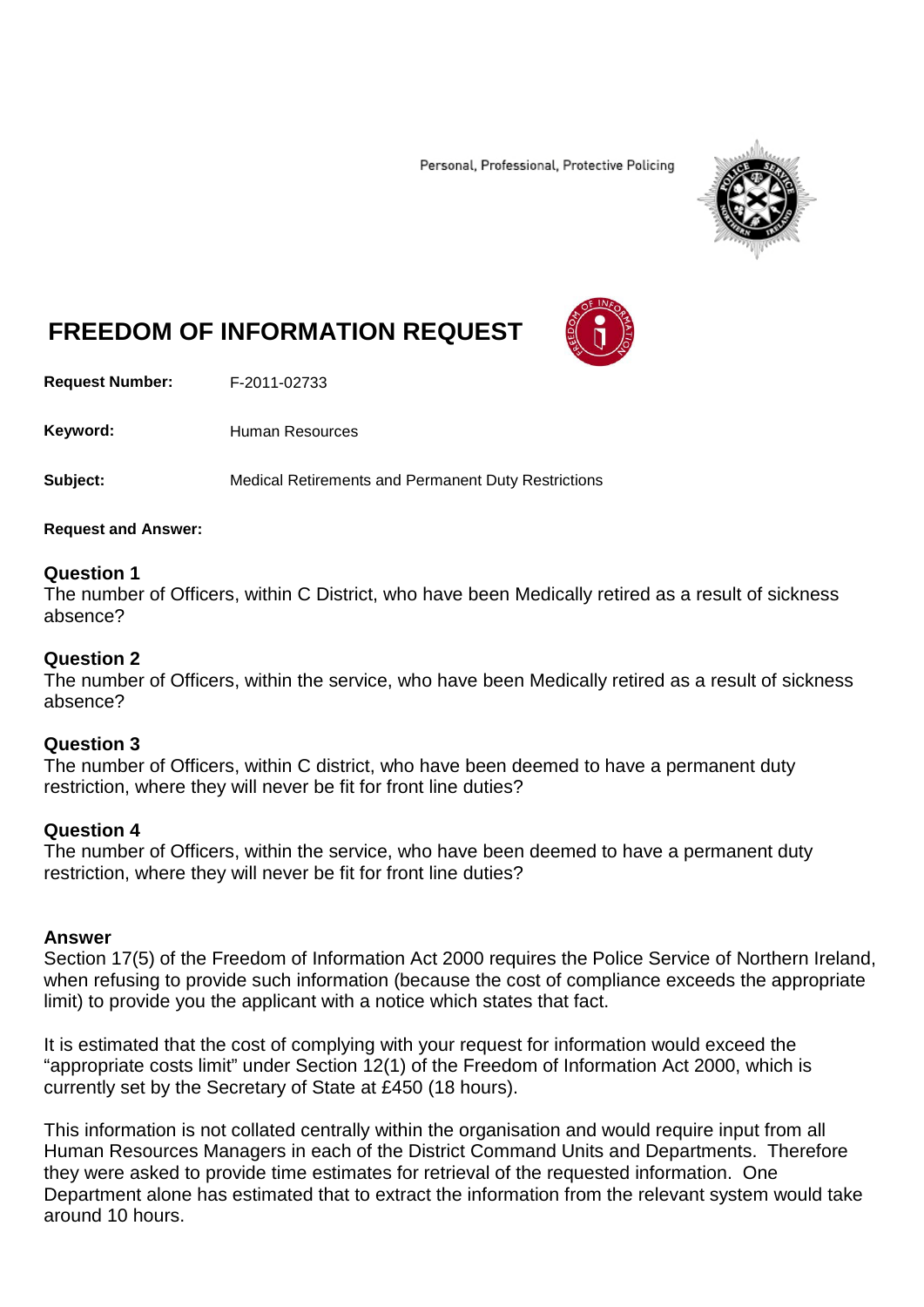Personal, Professional, Protective Policing

# FREEDOM OF INFORMATION REQUEST

**Request Number:** F-2011-02733

**Keyword:** Human Resources

**Subject:** Medical Retirements and Permanent Duty Restrictions

**Request and Answer:**

### Question 1

The number of Officers, within C District, who have been Medically retired as a result of sickness absence?

### Question 2

The number of Officers, within the service, who have been Medically retired as a result of sickness absence?

### Question 3

The number of Officers, within C district, who have been deemed to have a permanent duty restriction, where they will never be fit for front line duties?

### Question 4

The number of Officers, within the service, who have been deemed to have a permanent duty restriction, where they will never be fit for front line duties?

### Answer

Section 17(5) of the Freedom of Information Act 2000 requires the Police Service of Northern Ireland, when refusing to provide such information (because the cost of compliance exceeds the appropriate limit) to provide you the applicant with a notice which states that fact.

It is estimated that the cost of complying with your request for information would exceed the "appropriate costs limit" under Section 12(1) of the Freedom of Information Act 2000, which is currently set by the Secretary of State at £450 (18 hours).

This information is not collated centrally within the organisation and would require input from all Human Resources Managers in each of the District Command Units and Departments. Therefore they were asked to provide time estimates for retrieval of the requested information. One Department alone has estimated that to extract the information from the relevant system would take around 10 hours.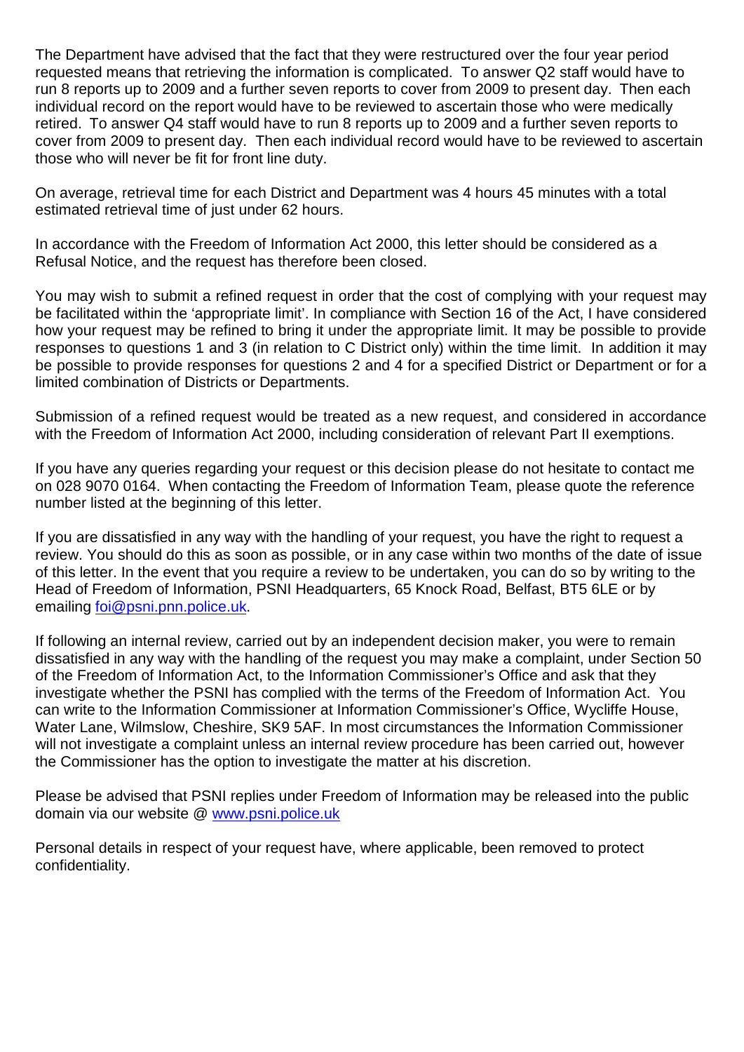The Department have advised that the fact that they were restructured over the four year period requested means that retrieving the information is complicated. To answer Q2 staff would have to run 8 reports up to 2009 and a further seven reports to cover from 2009 to present day. Then each individual record on the report would have to be reviewed to ascertain those who were medically retired. To answer Q4 staff would have to run 8 reports up to 2009 and a further seven reports to cover from 2009 to present day. Then each individual record would have to be reviewed to ascertain those who will never be fit for front line duty.

On average, retrieval time for each District and Department was 4 hours 45 minutes with a total estimated retrieval time of just under 62 hours.

In accordance with the Freedom of Information Act 2000, this letter should be considered as a Refusal Notice, and the request has therefore been closed.

You may wish to submit a refined request in order that the cost of complying with your request may be facilitated within the 'appropriate limit'. In compliance with Section 16 of the Act, I have considered how your request may be refined to bring it under the appropriate limit. It may be possible to provide responses to questions 1 and 3 (in relation to C District only) within the time limit. In addition it may be possible to provide responses for questions 2 and 4 for a specified District or Department or for a limited combination of Districts or Departments.

Submission of a refined request would be treated as a new request, and considered in accordance with the Freedom of Information Act 2000, including consideration of relevant Part II exemptions.

If you have any queries regarding your request or this decision please do not hesitate to contact me on 028 9070 0164. When contacting the Freedom of Information Team, please quote the reference number listed at the beginning of this letter.

If you are dissatisfied in any way with the handling of your request, you have the right to request a review. You should do this as soon as possible, or in any case within two months of the date of issue of this letter. In the event that you require a review to be undertaken, you can do so by writing to the Head of Freedom of Information, PSNI Headquarters, 65 Knock Road, Belfast, BT5 6LE or by emailing foi@psni.pnn.police.uk.

If following an internal review, carried out by an independent decision maker, you were to remain dissatisfied in any way with the handling of the request you may make a complaint, under Section 50 of the Freedom of Information Act, to the Information Commissioner's Office and ask that they investigate whether the PSNI has complied with the terms of the Freedom of Information Act. You can write to the Information Commissioner at Information Commissioner's Office, Wycliffe House, Water Lane, Wilmslow, Cheshire, SK9 5AF. In most circumstances the Information Commissioner will not investigate a complaint unless an internal review procedure has been carried out, however the Commissioner has the option to investigate the matter at his discretion.

Please be advised that PSNI replies under Freedom of Information may be released into the public domain via our website @ www.psni.police.uk

Personal details in respect of your request have, where applicable, been removed to protect confidentiality.